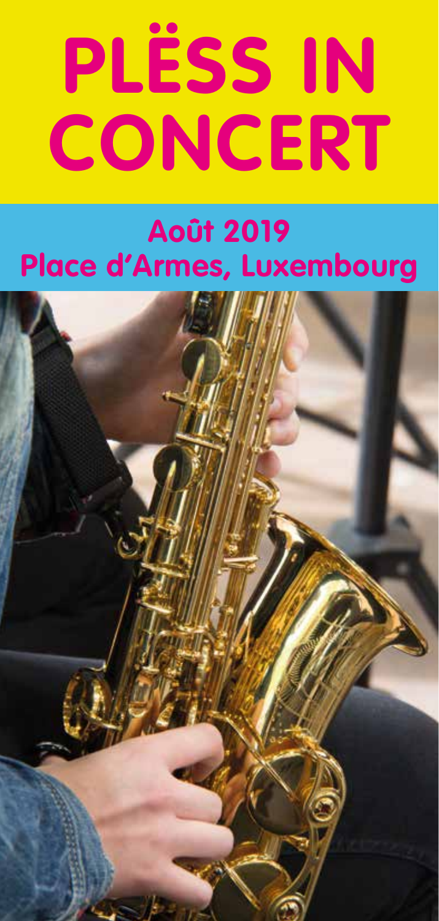# PLËSS IN CONCERT

## Août 2019
## Place d'Armes, Luxembourg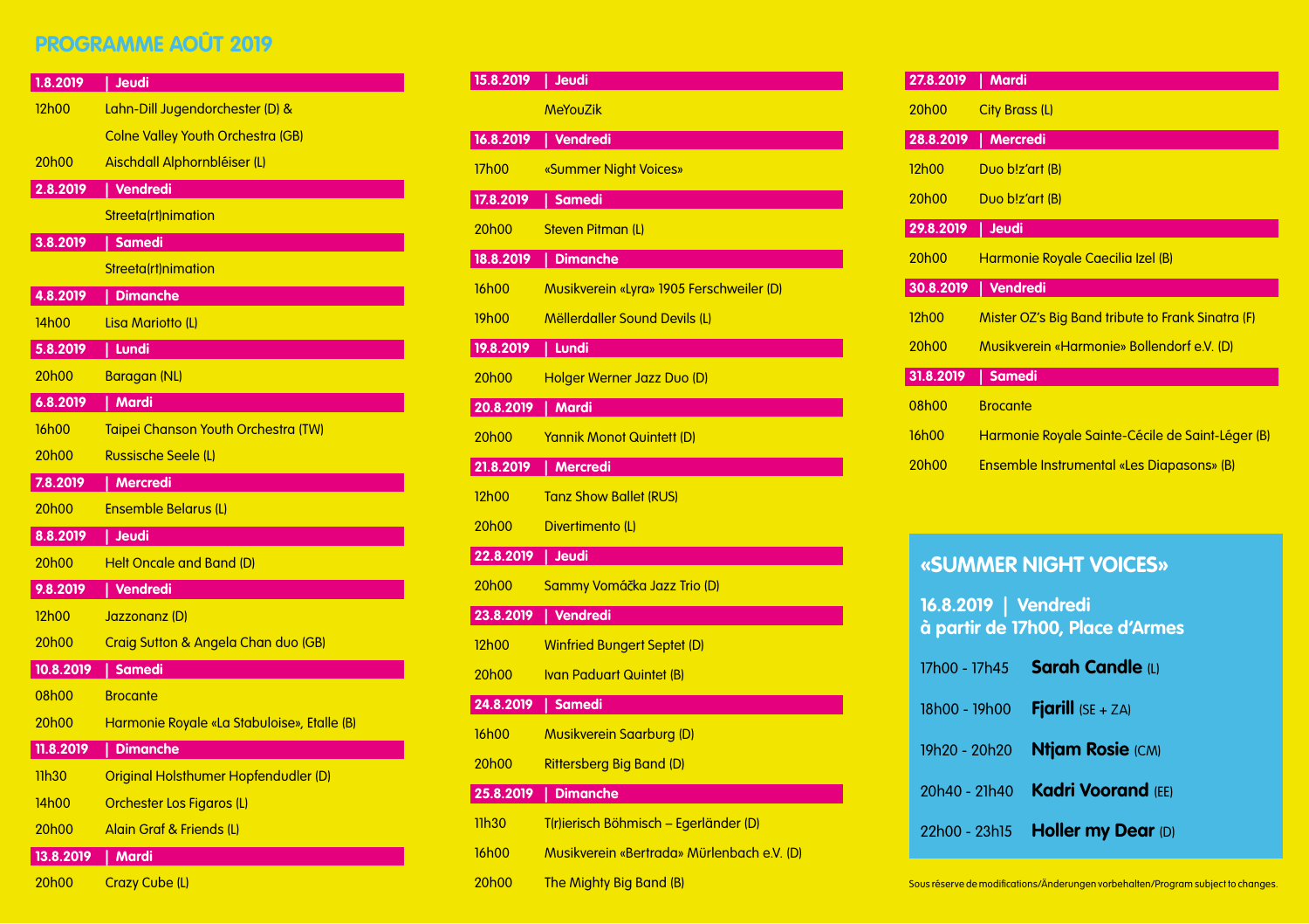## PROGRAMME AOÛT 2019

### 1.8.2019 | Jeudi

| | |
|---|---|
| 12h00 | Lahn-Dill Jugendorchester (D) & Colne Valley Youth Orchestra (GB) |
| 20h00 | Aischdall Alphornbléiser (L) |

### 2.8.2019 | Vendredi

Streeta(rt)nimation

### 3.8.2019 | Samedi

Streeta(rt)nimation

### 4.8.2019 | Dimanche

| | |
|---|---|
| 14h00 | Lisa Mariotto (L) |

### 5.8.2019 | Lundi

| | |
|---|---|
| 20h00 | Baragan (NL) |

### 6.8.2019 | Mardi

| | |
|---|---|
| 16h00 | Taipei Chanson Youth Orchestra (TW) |
| 20h00 | Russische Seele (L) |

### 7.8.2019 | Mercredi

| | |
|---|---|
| 20h00 | Ensemble Belarus (L) |

### 8.8.2019 | Jeudi

| | |
|---|---|
| 20h00 | Helt Oncale and Band (D) |

### 9.8.2019 | Vendredi

| | |
|---|---|
| 12h00 | Jazzonanz (D) |
| 20h00 | Craig Sutton & Angela Chan duo (GB) |

### 10.8.2019 | Samedi

| | |
|---|---|
| 08h00 | Brocante |
| 20h00 | Harmonie Royale «La Stabuloise», Etalle (B) |

### 11.8.2019 | Dimanche

| | |
|---|---|
| 11h30 | Original Holsthumer Hopfendudler (D) |
| 14h00 | Orchester Los Figaros (L) |
| 20h00 | Alain Graf & Friends (L) |

### 13.8.2019 | Mardi

| | |
|---|---|
| 20h00 | Crazy Cube (L) |

### 15.8.2019 | Jeudi

MeYouZik

### 16.8.2019 | Vendredi

| | |
|---|---|
| 17h00 | «Summer Night Voices» |

### 17.8.2019 | Samedi

| | |
|---|---|
| 20h00 | Steven Pitman (L) |

### 18.8.2019 | Dimanche

| | |
|---|---|
| 16h00 | Musikverein «Lyra» 1905 Ferschweiler (D) |
| 19h00 | Mëllerdaller Sound Devils (L) |

### 19.8.2019 | Lundi

| | |
|---|---|
| 20h00 | Holger Werner Jazz Duo (D) |

### 20.8.2019 | Mardi

| | |
|---|---|
| 20h00 | Yannik Monot Quintett (D) |

### 21.8.2019 | Mercredi

| | |
|---|---|
| 12h00 | Tanz Show Ballet (RUS) |
| 20h00 | Divertimento (L) |

### 22.8.2019 | Jeudi

| | |
|---|---|
| 20h00 | Sammy Vomáčka Jazz Trio (D) |

### 23.8.2019 | Vendredi

| | |
|---|---|
| 12h00 | Winfried Bungert Septet (D) |
| 20h00 | Ivan Paduart Quintet (B) |

### 24.8.2019 | Samedi

| | |
|---|---|
| 16h00 | Musikverein Saarburg (D) |
| 20h00 | Rittersberg Big Band (D) |

### 25.8.2019 | Dimanche

| | |
|---|---|
| 11h30 | T(r)ierisch Böhmisch – Egerländer (D) |
| 16h00 | Musikverein «Bertrada» Mürlenbach e.V. (D) |
| 20h00 | The Mighty Big Band (B) |

### 27.8.2019 | Mardi

| | |
|---|---|
| 20h00 | City Brass (L) |

### 28.8.2019 | Mercredi

| | |
|---|---|
| 12h00 | Duo b!z'art (B) |
| 20h00 | Duo b!z'art (B) |

### 29.8.2019 | Jeudi

| | |
|---|---|
| 20h00 | Harmonie Royale Caecilia Izel (B) |

### 30.8.2019 | Vendredi

| | |
|---|---|
| 12h00 | Mister OZ's Big Band tribute to Frank Sinatra (F) |
| 20h00 | Musikverein «Harmonie» Bollendorf e.V. (D) |

### 31.8.2019 | Samedi

| | |
|---|---|
| 08h00 | Brocante |
| 16h00 | Harmonie Royale Sainte-Cécile de Saint-Léger (B) |
| 20h00 | Ensemble Instrumental «Les Diapasons» (B) |

## «SUMMER NIGHT VOICES»

**16.8.2019 | Vendredi**
**à partir de 17h00, Place d'Armes**

| | |
|---|---|
| 17h00 - 17h45 | **Sarah Candle** (L) |
| 18h00 - 19h00 | **Fjarill** (SE + ZA) |
| 19h20 - 20h20 | **Ntjam Rosie** (CM) |
| 20h40 - 21h40 | **Kadri Voorand** (EE) |
| 22h00 - 23h15 | **Holler my Dear** (D) |

Sous réserve de modifications/Änderungen vorbehalten/Program subject to changes.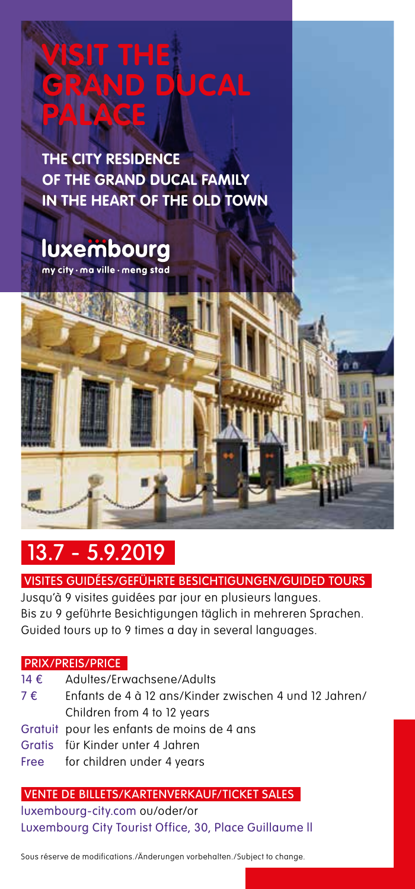# VISIT THE GRAND DUCAL PALACE

**THE CITY RESIDENCE OF THE GRAND DUCAL FAMILY IN THE HEART OF THE OLD TOWN**

**luxembourg**
my city · ma ville · meng stad

## 13.7 - 5.9.2019

### VISITES GUIDÉES/GEFÜHRTE BESICHTIGUNGEN/GUIDED TOURS

Jusqu'à 9 visites guidées par jour en plusieurs langues.
Bis zu 9 geführte Besichtigungen täglich in mehreren Sprachen.
Guided tours up to 9 times a day in several languages.

### PRIX/PREIS/PRICE

- 14 € Adultes/Erwachsene/Adults
- 7 € Enfants de 4 à 12 ans/Kinder zwischen 4 und 12 Jahren/ Children from 4 to 12 years
- Gratuit pour les enfants de moins de 4 ans
- Gratis für Kinder unter 4 Jahren
- Free for children under 4 years

### VENTE DE BILLETS/KARTENVERKAUF/TICKET SALES

luxembourg-city.com ou/oder/or
Luxembourg City Tourist Office, 30, Place Guillaume II

Sous réserve de modifications./Änderungen vorbehalten./Subject to change.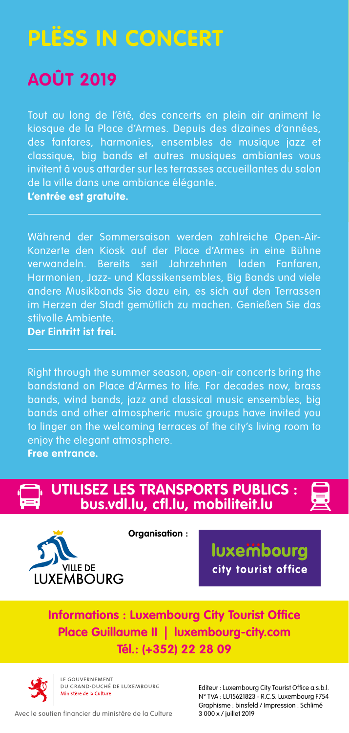# PLËSS IN CONCERT

## AOÛT 2019

Tout au long de l'été, des concerts en plein air animent le kiosque de la Place d'Armes. Depuis des dizaines d'années, des fanfares, harmonies, ensembles de musique jazz et classique, big bands et autres musiques ambiantes vous invitent à vous attarder sur les terrasses accueillantes du salon de la ville dans une ambiance élégante.

**L'entrée est gratuite.**

---

Während der Sommersaison werden zahlreiche Open-Air-Konzerte den Kiosk auf der Place d'Armes in eine Bühne verwandeln. Bereits seit Jahrzehnten laden Fanfaren, Harmonien, Jazz- und Klassikensembles, Big Bands und viele andere Musikbands Sie dazu ein, es sich auf den Terrassen im Herzen der Stadt gemütlich zu machen. Genießen Sie das stilvolle Ambiente.

**Der Eintritt ist frei.**

---

Right through the summer season, open-air concerts bring the bandstand on Place d'Armes to life. For decades now, brass bands, wind bands, jazz and classical music ensembles, big bands and other atmospheric music groups have invited you to linger on the welcoming terraces of the city's living room to enjoy the elegant atmosphere.

**Free entrance.**

**UTILISEZ LES TRANSPORTS PUBLICS : bus.vdl.lu, cfl.lu, mobiliteit.lu**

VILLE DE LUXEMBOURG

**Organisation :**

luxembourg city tourist office

**Informations : Luxembourg City Tourist Office**
**Place Guillaume II | luxembourg-city.com**
**Tél.: (+352) 22 28 09**

LE GOUVERNEMENT DU GRAND-DUCHÉ DE LUXEMBOURG
Ministère de la Culture

Avec le soutien financier du ministère de la Culture

Editeur : Luxembourg City Tourist Office a.s.b.l.
N° TVA : LU15621823 - R.C.S. Luxembourg F754
Graphisme : binsfeld / Impression : Schlimé
3 000 x / juillet 2019